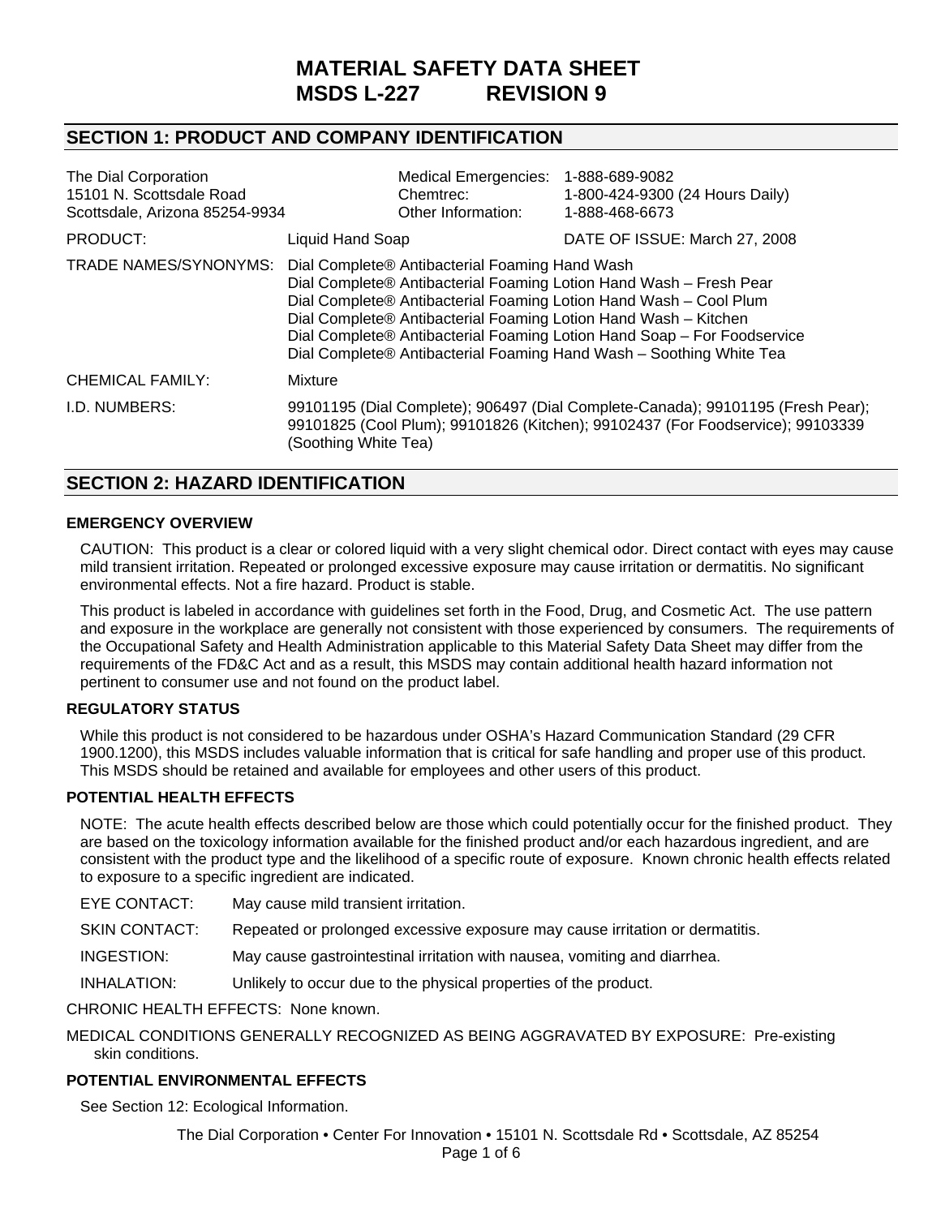# MATERIAL SAFETY DATA SHEET
# MSDS L-227 REVISION 9

## SECTION 1: PRODUCT AND COMPANY IDENTIFICATION

| | | |
|---|---|---|
| The Dial Corporation<br>15101 N. Scottsdale Road<br>Scottsdale, Arizona 85254-9934 | Medical Emergencies:<br>Chemtrec:<br>Other Information: | 1-888-689-9082<br>1-800-424-9300 (24 Hours Daily)<br>1-888-468-6673 |

PRODUCT: Liquid Hand Soap — DATE OF ISSUE: March 27, 2008

TRADE NAMES/SYNONYMS:
- Dial Complete® Antibacterial Foaming Hand Wash
- Dial Complete® Antibacterial Foaming Lotion Hand Wash – Fresh Pear
- Dial Complete® Antibacterial Foaming Lotion Hand Wash – Cool Plum
- Dial Complete® Antibacterial Foaming Lotion Hand Wash – Kitchen
- Dial Complete® Antibacterial Foaming Lotion Hand Soap – For Foodservice
- Dial Complete® Antibacterial Foaming Hand Wash – Soothing White Tea

CHEMICAL FAMILY: Mixture

I.D. NUMBERS: 99101195 (Dial Complete); 906497 (Dial Complete-Canada); 99101195 (Fresh Pear); 99101825 (Cool Plum); 99101826 (Kitchen); 99102437 (For Foodservice); 99103339 (Soothing White Tea)

## SECTION 2: HAZARD IDENTIFICATION

### EMERGENCY OVERVIEW

CAUTION: This product is a clear or colored liquid with a very slight chemical odor. Direct contact with eyes may cause mild transient irritation. Repeated or prolonged excessive exposure may cause irritation or dermatitis. No significant environmental effects. Not a fire hazard. Product is stable.

This product is labeled in accordance with guidelines set forth in the Food, Drug, and Cosmetic Act. The use pattern and exposure in the workplace are generally not consistent with those experienced by consumers. The requirements of the Occupational Safety and Health Administration applicable to this Material Safety Data Sheet may differ from the requirements of the FD&C Act and as a result, this MSDS may contain additional health hazard information not pertinent to consumer use and not found on the product label.

### REGULATORY STATUS

While this product is not considered to be hazardous under OSHA's Hazard Communication Standard (29 CFR 1900.1200), this MSDS includes valuable information that is critical for safe handling and proper use of this product. This MSDS should be retained and available for employees and other users of this product.

### POTENTIAL HEALTH EFFECTS

NOTE: The acute health effects described below are those which could potentially occur for the finished product. They are based on the toxicology information available for the finished product and/or each hazardous ingredient, and are consistent with the product type and the likelihood of a specific route of exposure. Known chronic health effects related to exposure to a specific ingredient are indicated.

EYE CONTACT: May cause mild transient irritation.

SKIN CONTACT: Repeated or prolonged excessive exposure may cause irritation or dermatitis.

INGESTION: May cause gastrointestinal irritation with nausea, vomiting and diarrhea.

INHALATION: Unlikely to occur due to the physical properties of the product.

CHRONIC HEALTH EFFECTS: None known.

MEDICAL CONDITIONS GENERALLY RECOGNIZED AS BEING AGGRAVATED BY EXPOSURE: Pre-existing skin conditions.

### POTENTIAL ENVIRONMENTAL EFFECTS

See Section 12: Ecological Information.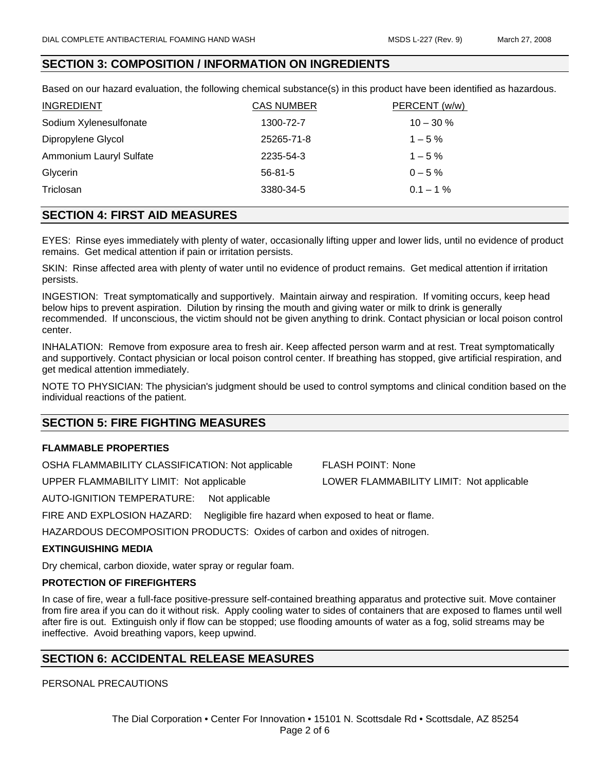## SECTION 3: COMPOSITION / INFORMATION ON INGREDIENTS

Based on our hazard evaluation, the following chemical substance(s) in this product have been identified as hazardous.

| INGREDIENT | CAS NUMBER | PERCENT (w/w) |
|---|---|---|
| Sodium Xylenesulfonate | 1300-72-7 | 10 – 30 % |
| Dipropylene Glycol | 25265-71-8 | 1 – 5 % |
| Ammonium Lauryl Sulfate | 2235-54-3 | 1 – 5 % |
| Glycerin | 56-81-5 | 0 – 5 % |
| Triclosan | 3380-34-5 | 0.1 – 1 % |

## SECTION 4: FIRST AID MEASURES

EYES: Rinse eyes immediately with plenty of water, occasionally lifting upper and lower lids, until no evidence of product remains. Get medical attention if pain or irritation persists.

SKIN: Rinse affected area with plenty of water until no evidence of product remains. Get medical attention if irritation persists.

INGESTION: Treat symptomatically and supportively. Maintain airway and respiration. If vomiting occurs, keep head below hips to prevent aspiration. Dilution by rinsing the mouth and giving water or milk to drink is generally recommended. If unconscious, the victim should not be given anything to drink. Contact physician or local poison control center.

INHALATION: Remove from exposure area to fresh air. Keep affected person warm and at rest. Treat symptomatically and supportively. Contact physician or local poison control center. If breathing has stopped, give artificial respiration, and get medical attention immediately.

NOTE TO PHYSICIAN: The physician's judgment should be used to control symptoms and clinical condition based on the individual reactions of the patient.

## SECTION 5: FIRE FIGHTING MEASURES

### FLAMMABLE PROPERTIES

OSHA FLAMMABILITY CLASSIFICATION: Not applicable

FLASH POINT: None

UPPER FLAMMABILITY LIMIT: Not applicable

LOWER FLAMMABILITY LIMIT: Not applicable

AUTO-IGNITION TEMPERATURE: Not applicable

FIRE AND EXPLOSION HAZARD: Negligible fire hazard when exposed to heat or flame.

HAZARDOUS DECOMPOSITION PRODUCTS: Oxides of carbon and oxides of nitrogen.

### EXTINGUISHING MEDIA

Dry chemical, carbon dioxide, water spray or regular foam.

### PROTECTION OF FIREFIGHTERS

In case of fire, wear a full-face positive-pressure self-contained breathing apparatus and protective suit. Move container from fire area if you can do it without risk. Apply cooling water to sides of containers that are exposed to flames until well after fire is out. Extinguish only if flow can be stopped; use flooding amounts of water as a fog, solid streams may be ineffective. Avoid breathing vapors, keep upwind.

## SECTION 6: ACCIDENTAL RELEASE MEASURES

PERSONAL PRECAUTIONS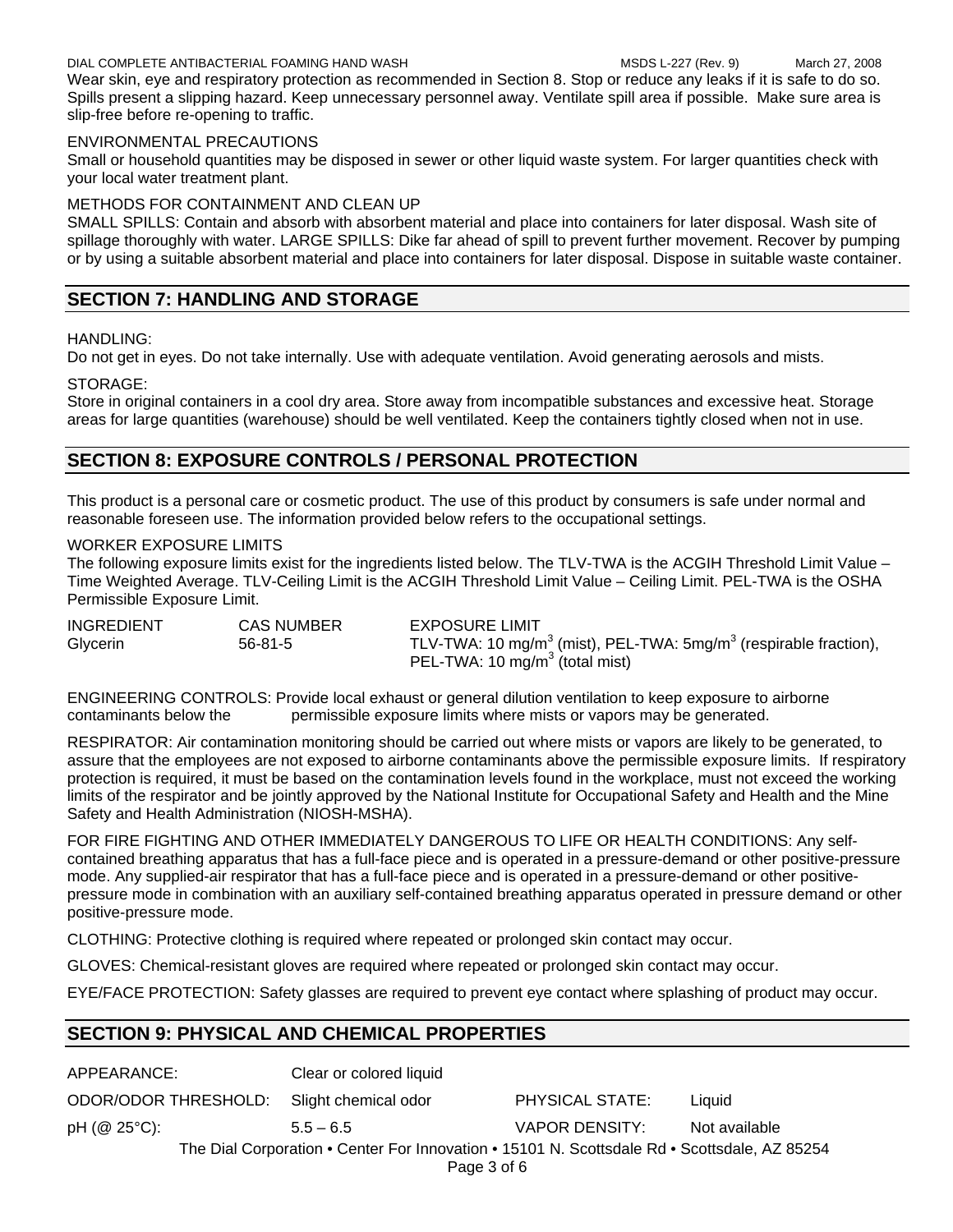Wear skin, eye and respiratory protection as recommended in Section 8. Stop or reduce any leaks if it is safe to do so. Spills present a slipping hazard. Keep unnecessary personnel away. Ventilate spill area if possible. Make sure area is slip-free before re-opening to traffic.

ENVIRONMENTAL PRECAUTIONS

Small or household quantities may be disposed in sewer or other liquid waste system. For larger quantities check with your local water treatment plant.

METHODS FOR CONTAINMENT AND CLEAN UP

SMALL SPILLS: Contain and absorb with absorbent material and place into containers for later disposal. Wash site of spillage thoroughly with water. LARGE SPILLS: Dike far ahead of spill to prevent further movement. Recover by pumping or by using a suitable absorbent material and place into containers for later disposal. Dispose in suitable waste container.

## SECTION 7: HANDLING AND STORAGE

HANDLING:

Do not get in eyes. Do not take internally. Use with adequate ventilation. Avoid generating aerosols and mists.

STORAGE:

Store in original containers in a cool dry area. Store away from incompatible substances and excessive heat. Storage areas for large quantities (warehouse) should be well ventilated. Keep the containers tightly closed when not in use.

## SECTION 8: EXPOSURE CONTROLS / PERSONAL PROTECTION

This product is a personal care or cosmetic product. The use of this product by consumers is safe under normal and reasonable foreseen use. The information provided below refers to the occupational settings.

WORKER EXPOSURE LIMITS

The following exposure limits exist for the ingredients listed below. The TLV-TWA is the ACGIH Threshold Limit Value – Time Weighted Average. TLV-Ceiling Limit is the ACGIH Threshold Limit Value – Ceiling Limit. PEL-TWA is the OSHA Permissible Exposure Limit.

| INGREDIENT | CAS NUMBER | EXPOSURE LIMIT |
|---|---|---|
| Glycerin | 56-81-5 | TLV-TWA: 10 $mg/m^3$ (mist), PEL-TWA: 5$mg/m^3$ (respirable fraction), PEL-TWA: 10 $mg/m^3$ (total mist) |

ENGINEERING CONTROLS: Provide local exhaust or general dilution ventilation to keep exposure to airborne contaminants below the permissible exposure limits where mists or vapors may be generated.

RESPIRATOR: Air contamination monitoring should be carried out where mists or vapors are likely to be generated, to assure that the employees are not exposed to airborne contaminants above the permissible exposure limits. If respiratory protection is required, it must be based on the contamination levels found in the workplace, must not exceed the working limits of the respirator and be jointly approved by the National Institute for Occupational Safety and Health and the Mine Safety and Health Administration (NIOSH-MSHA).

FOR FIRE FIGHTING AND OTHER IMMEDIATELY DANGEROUS TO LIFE OR HEALTH CONDITIONS: Any self-contained breathing apparatus that has a full-face piece and is operated in a pressure-demand or other positive-pressure mode. Any supplied-air respirator that has a full-face piece and is operated in a pressure-demand or other positive-pressure mode in combination with an auxiliary self-contained breathing apparatus operated in pressure demand or other positive-pressure mode.

CLOTHING: Protective clothing is required where repeated or prolonged skin contact may occur.

GLOVES: Chemical-resistant gloves are required where repeated or prolonged skin contact may occur.

EYE/FACE PROTECTION: Safety glasses are required to prevent eye contact where splashing of product may occur.

## SECTION 9: PHYSICAL AND CHEMICAL PROPERTIES

| | | | |
|---|---|---|---|
| APPEARANCE: | Clear or colored liquid | | |
| ODOR/ODOR THRESHOLD: | Slight chemical odor | PHYSICAL STATE: | Liquid |
| pH (@ 25°C): | 5.5 – 6.5 | VAPOR DENSITY: | Not available |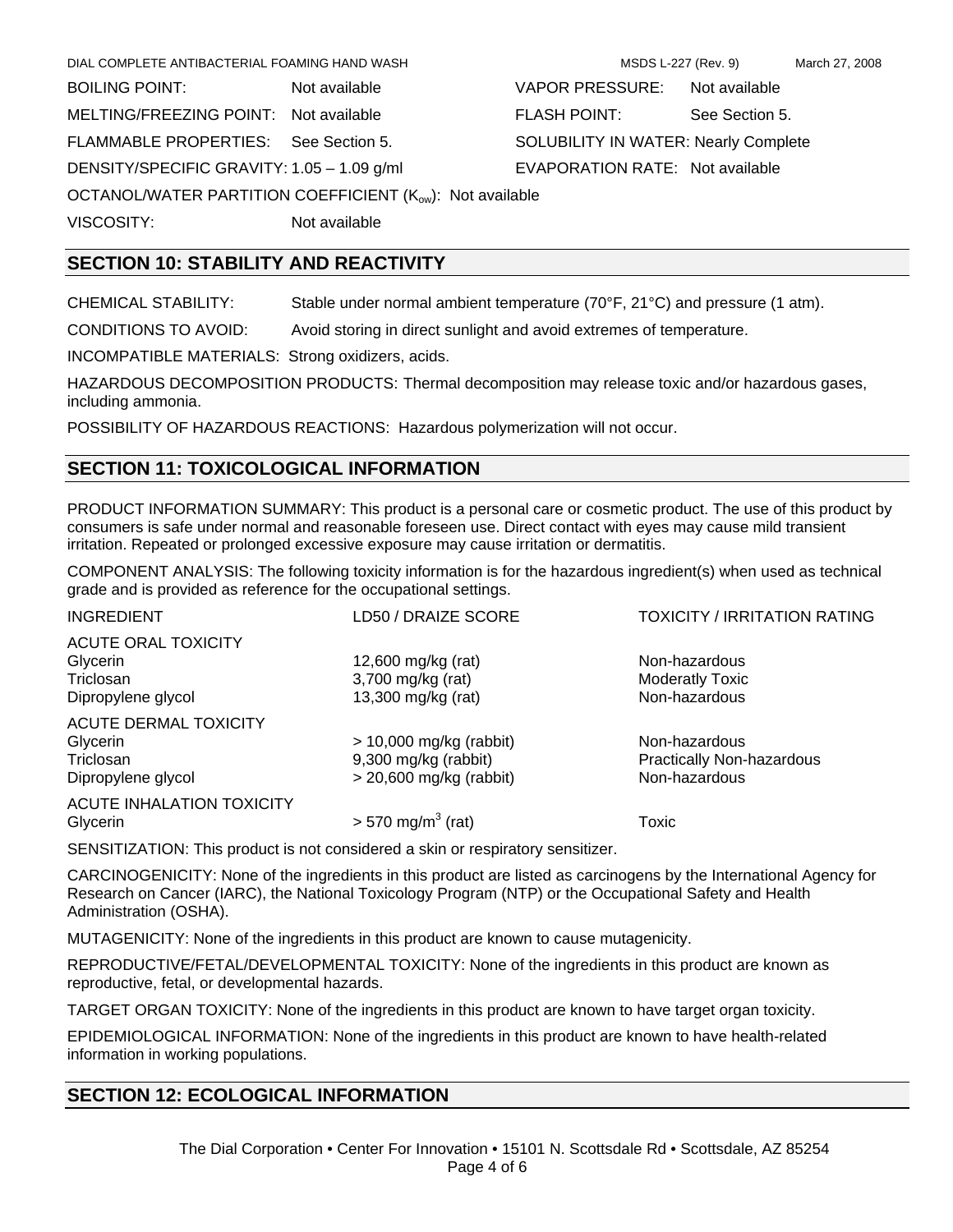| | | | |
|---|---|---|---|
| BOILING POINT: | Not available | VAPOR PRESSURE: | Not available |
| MELTING/FREEZING POINT: | Not available | FLASH POINT: | See Section 5. |
| FLAMMABLE PROPERTIES: | See Section 5. | SOLUBILITY IN WATER: | Nearly Complete |
| DENSITY/SPECIFIC GRAVITY: | 1.05 – 1.09 g/ml | EVAPORATION RATE: | Not available |

OCTANOL/WATER PARTITION COEFFICIENT ($K_{ow}$): Not available

VISCOSITY: Not available

## SECTION 10: STABILITY AND REACTIVITY

CHEMICAL STABILITY: Stable under normal ambient temperature (70°F, 21°C) and pressure (1 atm).

CONDITIONS TO AVOID: Avoid storing in direct sunlight and avoid extremes of temperature.

INCOMPATIBLE MATERIALS: Strong oxidizers, acids.

HAZARDOUS DECOMPOSITION PRODUCTS: Thermal decomposition may release toxic and/or hazardous gases, including ammonia.

POSSIBILITY OF HAZARDOUS REACTIONS: Hazardous polymerization will not occur.

## SECTION 11: TOXICOLOGICAL INFORMATION

PRODUCT INFORMATION SUMMARY: This product is a personal care or cosmetic product. The use of this product by consumers is safe under normal and reasonable foreseen use. Direct contact with eyes may cause mild transient irritation. Repeated or prolonged excessive exposure may cause irritation or dermatitis.

COMPONENT ANALYSIS: The following toxicity information is for the hazardous ingredient(s) when used as technical grade and is provided as reference for the occupational settings.

| INGREDIENT | LD50 / DRAIZE SCORE | TOXICITY / IRRITATION RATING |
|---|---|---|
| ACUTE ORAL TOXICITY | | |
| Glycerin | 12,600 mg/kg (rat) | Non-hazardous |
| Triclosan | 3,700 mg/kg (rat) | Moderatly Toxic |
| Dipropylene glycol | 13,300 mg/kg (rat) | Non-hazardous |
| ACUTE DERMAL TOXICITY | | |
| Glycerin | > 10,000 mg/kg (rabbit) | Non-hazardous |
| Triclosan | 9,300 mg/kg (rabbit) | Practically Non-hazardous |
| Dipropylene glycol | > 20,600 mg/kg (rabbit) | Non-hazardous |
| ACUTE INHALATION TOXICITY | | |
| Glycerin | > 570 mg/m$^3$ (rat) | Toxic |

SENSITIZATION: This product is not considered a skin or respiratory sensitizer.

CARCINOGENICITY: None of the ingredients in this product are listed as carcinogens by the International Agency for Research on Cancer (IARC), the National Toxicology Program (NTP) or the Occupational Safety and Health Administration (OSHA).

MUTAGENICITY: None of the ingredients in this product are known to cause mutagenicity.

REPRODUCTIVE/FETAL/DEVELOPMENTAL TOXICITY: None of the ingredients in this product are known as reproductive, fetal, or developmental hazards.

TARGET ORGAN TOXICITY: None of the ingredients in this product are known to have target organ toxicity.

EPIDEMIOLOGICAL INFORMATION: None of the ingredients in this product are known to have health-related information in working populations.

## SECTION 12: ECOLOGICAL INFORMATION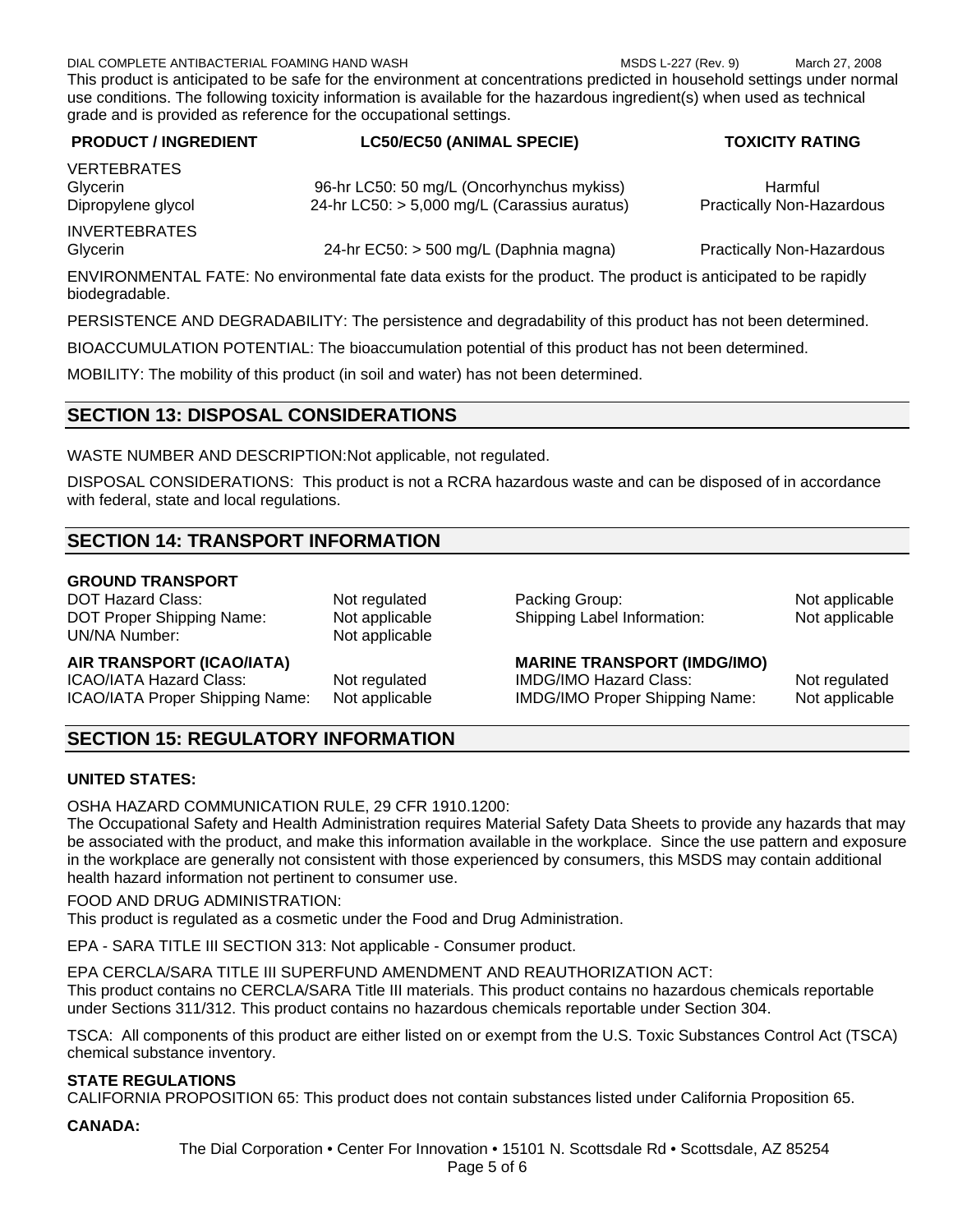This product is anticipated to be safe for the environment at concentrations predicted in household settings under normal use conditions. The following toxicity information is available for the hazardous ingredient(s) when used as technical grade and is provided as reference for the occupational settings.

| PRODUCT / INGREDIENT | LC50/EC50 (ANIMAL SPECIE) | TOXICITY RATING |
|---|---|---|
| VERTEBRATES | | |
| Glycerin | 96-hr LC50: 50 mg/L (Oncorhynchus mykiss) | Harmful |
| Dipropylene glycol | 24-hr LC50: > 5,000 mg/L (Carassius auratus) | Practically Non-Hazardous |
| INVERTEBRATES | | |
| Glycerin | 24-hr EC50: > 500 mg/L (Daphnia magna) | Practically Non-Hazardous |

ENVIRONMENTAL FATE: No environmental fate data exists for the product. The product is anticipated to be rapidly biodegradable.

PERSISTENCE AND DEGRADABILITY: The persistence and degradability of this product has not been determined.

BIOACCUMULATION POTENTIAL: The bioaccumulation potential of this product has not been determined.

MOBILITY: The mobility of this product (in soil and water) has not been determined.

## SECTION 13: DISPOSAL CONSIDERATIONS

WASTE NUMBER AND DESCRIPTION:Not applicable, not regulated.

DISPOSAL CONSIDERATIONS: This product is not a RCRA hazardous waste and can be disposed of in accordance with federal, state and local regulations.

## SECTION 14: TRANSPORT INFORMATION

**GROUND TRANSPORT**

| | | | |
|---|---|---|---|
| DOT Hazard Class: | Not regulated | Packing Group: | Not applicable |
| DOT Proper Shipping Name: | Not applicable | Shipping Label Information: | Not applicable |
| UN/NA Number: | Not applicable | | |

| **AIR TRANSPORT (ICAO/IATA)** | | **MARINE TRANSPORT (IMDG/IMO)** | |
|---|---|---|---|
| ICAO/IATA Hazard Class: | Not regulated | IMDG/IMO Hazard Class: | Not regulated |
| ICAO/IATA Proper Shipping Name: | Not applicable | IMDG/IMO Proper Shipping Name: | Not applicable |

## SECTION 15: REGULATORY INFORMATION

**UNITED STATES:**

OSHA HAZARD COMMUNICATION RULE, 29 CFR 1910.1200:
The Occupational Safety and Health Administration requires Material Safety Data Sheets to provide any hazards that may be associated with the product, and make this information available in the workplace. Since the use pattern and exposure in the workplace are generally not consistent with those experienced by consumers, this MSDS may contain additional health hazard information not pertinent to consumer use.

FOOD AND DRUG ADMINISTRATION:
This product is regulated as a cosmetic under the Food and Drug Administration.

EPA - SARA TITLE III SECTION 313: Not applicable - Consumer product.

EPA CERCLA/SARA TITLE III SUPERFUND AMENDMENT AND REAUTHORIZATION ACT:
This product contains no CERCLA/SARA Title III materials. This product contains no hazardous chemicals reportable under Sections 311/312. This product contains no hazardous chemicals reportable under Section 304.

TSCA: All components of this product are either listed on or exempt from the U.S. Toxic Substances Control Act (TSCA) chemical substance inventory.

**STATE REGULATIONS**
CALIFORNIA PROPOSITION 65: This product does not contain substances listed under California Proposition 65.

**CANADA:**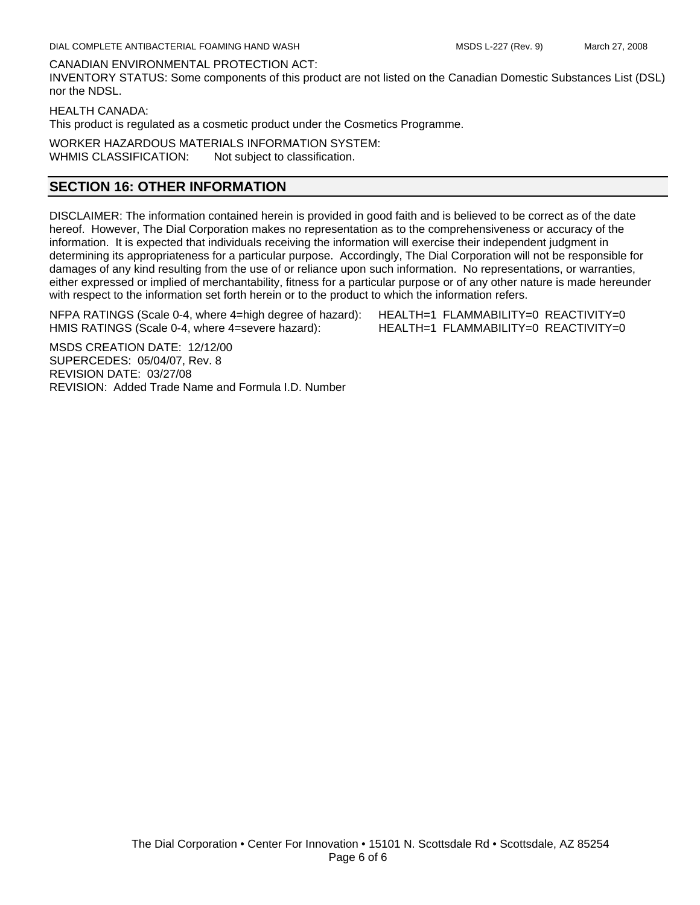CANADIAN ENVIRONMENTAL PROTECTION ACT:
INVENTORY STATUS: Some components of this product are not listed on the Canadian Domestic Substances List (DSL) nor the NDSL.

HEALTH CANADA:
This product is regulated as a cosmetic product under the Cosmetics Programme.

WORKER HAZARDOUS MATERIALS INFORMATION SYSTEM:
WHMIS CLASSIFICATION: Not subject to classification.

## SECTION 16: OTHER INFORMATION

DISCLAIMER: The information contained herein is provided in good faith and is believed to be correct as of the date hereof. However, The Dial Corporation makes no representation as to the comprehensiveness or accuracy of the information. It is expected that individuals receiving the information will exercise their independent judgment in determining its appropriateness for a particular purpose. Accordingly, The Dial Corporation will not be responsible for damages of any kind resulting from the use of or reliance upon such information. No representations, or warranties, either expressed or implied of merchantability, fitness for a particular purpose or of any other nature is made hereunder with respect to the information set forth herein or to the product to which the information refers.

NFPA RATINGS (Scale 0-4, where 4=high degree of hazard): HEALTH=1 FLAMMABILITY=0 REACTIVITY=0
HMIS RATINGS (Scale 0-4, where 4=severe hazard): HEALTH=1 FLAMMABILITY=0 REACTIVITY=0

MSDS CREATION DATE: 12/12/00
SUPERCEDES: 05/04/07, Rev. 8
REVISION DATE: 03/27/08
REVISION: Added Trade Name and Formula I.D. Number